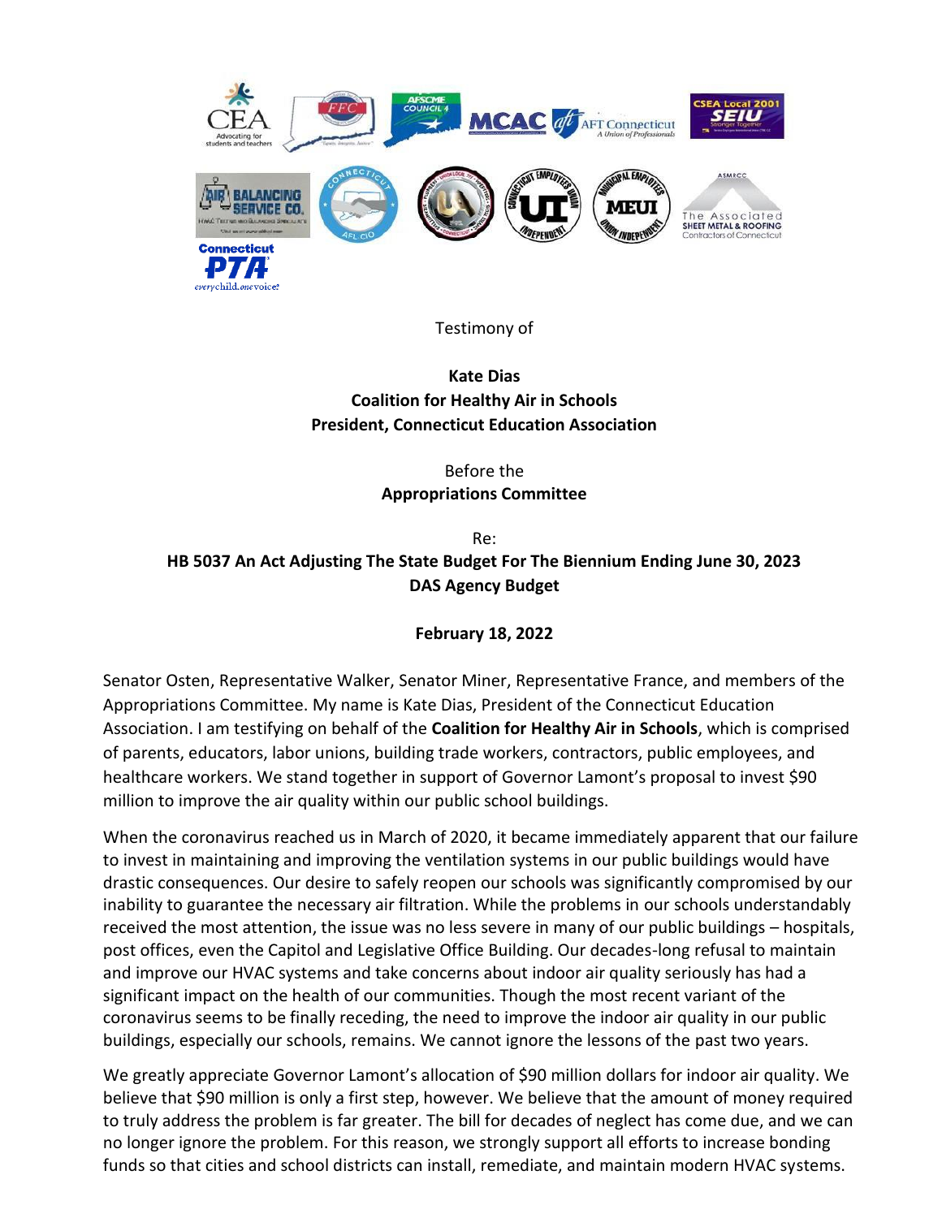Testimony of

**Kate Dias**
**Coalition for Healthy Air in Schools**
**President, Connecticut Education Association**

Before the
**Appropriations Committee**

Re:
**HB 5037 An Act Adjusting The State Budget For The Biennium Ending June 30, 2023**
**DAS Agency Budget**

**February 18, 2022**

Senator Osten, Representative Walker, Senator Miner, Representative France, and members of the Appropriations Committee. My name is Kate Dias, President of the Connecticut Education Association. I am testifying on behalf of the **Coalition for Healthy Air in Schools**, which is comprised of parents, educators, labor unions, building trade workers, contractors, public employees, and healthcare workers. We stand together in support of Governor Lamont's proposal to invest $90 million to improve the air quality within our public school buildings.

When the coronavirus reached us in March of 2020, it became immediately apparent that our failure to invest in maintaining and improving the ventilation systems in our public buildings would have drastic consequences. Our desire to safely reopen our schools was significantly compromised by our inability to guarantee the necessary air filtration. While the problems in our schools understandably received the most attention, the issue was no less severe in many of our public buildings – hospitals, post offices, even the Capitol and Legislative Office Building. Our decades-long refusal to maintain and improve our HVAC systems and take concerns about indoor air quality seriously has had a significant impact on the health of our communities. Though the most recent variant of the coronavirus seems to be finally receding, the need to improve the indoor air quality in our public buildings, especially our schools, remains. We cannot ignore the lessons of the past two years.

We greatly appreciate Governor Lamont's allocation of $90 million dollars for indoor air quality. We believe that $90 million is only a first step, however. We believe that the amount of money required to truly address the problem is far greater. The bill for decades of neglect has come due, and we can no longer ignore the problem. For this reason, we strongly support all efforts to increase bonding funds so that cities and school districts can install, remediate, and maintain modern HVAC systems.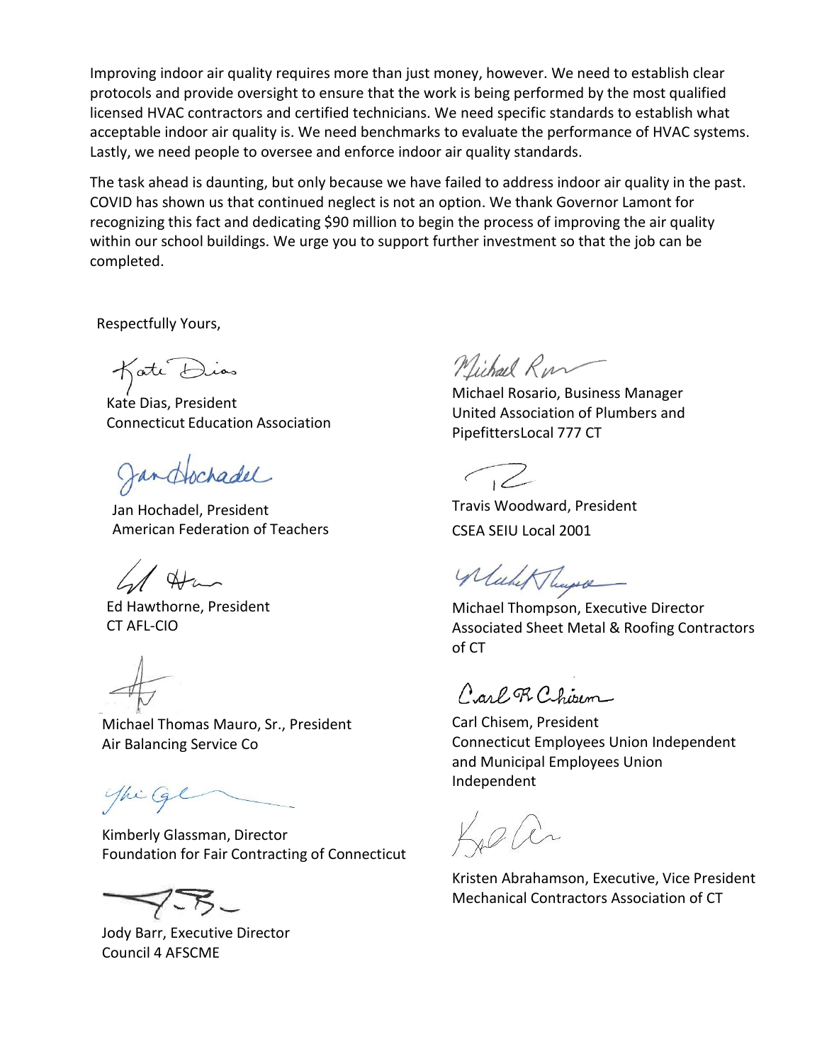Improving indoor air quality requires more than just money, however. We need to establish clear protocols and provide oversight to ensure that the work is being performed by the most qualified licensed HVAC contractors and certified technicians. We need specific standards to establish what acceptable indoor air quality is. We need benchmarks to evaluate the performance of HVAC systems. Lastly, we need people to oversee and enforce indoor air quality standards.

The task ahead is daunting, but only because we have failed to address indoor air quality in the past. COVID has shown us that continued neglect is not an option. We thank Governor Lamont for recognizing this fact and dedicating $90 million to begin the process of improving the air quality within our school buildings. We urge you to support further investment so that the job can be completed.

Respectfully Yours,

Kate Dias, President
Connecticut Education Association

Jan Hochadel, President
American Federation of Teachers

Ed Hawthorne, President
CT AFL-CIO

Michael Thomas Mauro, Sr., President
Air Balancing Service Co

Kimberly Glassman, Director
Foundation for Fair Contracting of Connecticut

Jody Barr, Executive Director
Council 4 AFSCME

Michael Rosario, Business Manager
United Association of Plumbers and PipefittersLocal 777 CT

Travis Woodward, President
CSEA SEIU Local 2001

Michael Thompson, Executive Director
Associated Sheet Metal & Roofing Contractors of CT

Carl Chisem, President
Connecticut Employees Union Independent and Municipal Employees Union Independent

Kristen Abrahamson, Executive, Vice President
Mechanical Contractors Association of CT